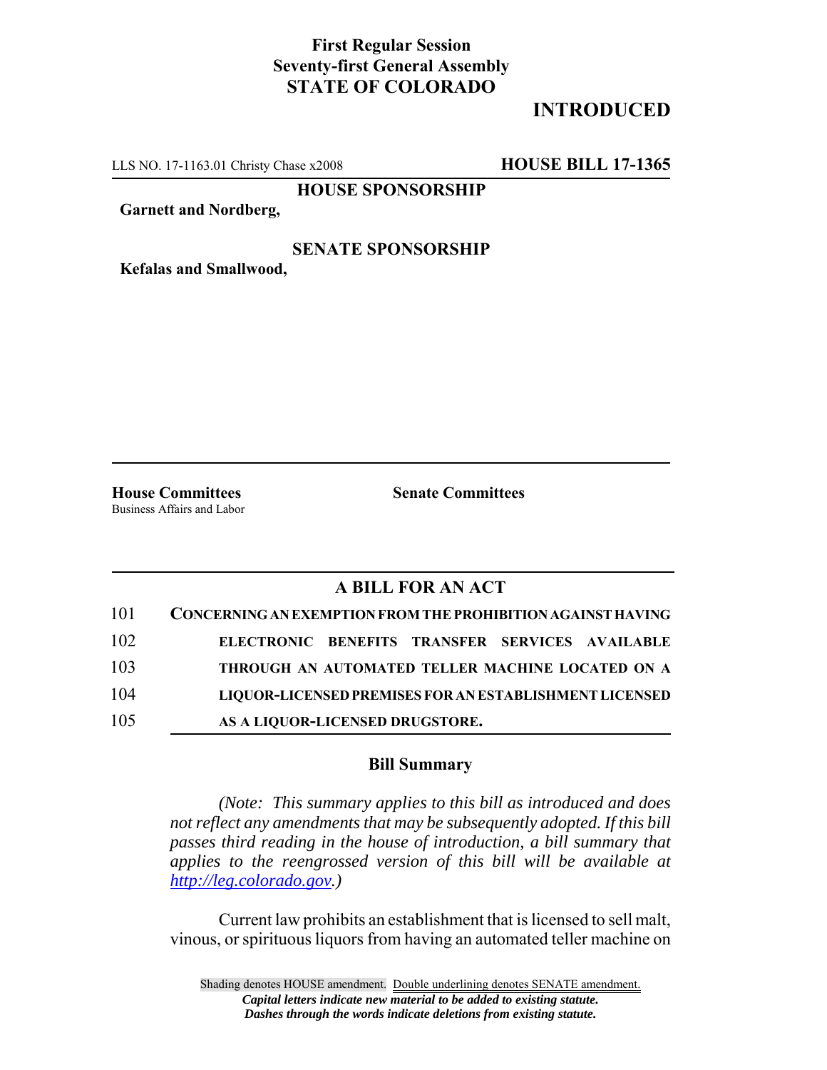**First Regular Session**
**Seventy-first General Assembly**
**STATE OF COLORADO**

# INTRODUCED

LLS NO. 17-1163.01 Christy Chase x2008 **HOUSE BILL 17-1365**

**HOUSE SPONSORSHIP**

**Garnett and Nordberg,**

**SENATE SPONSORSHIP**

**Kefalas and Smallwood,**

**House Committees**
Business Affairs and Labor

**Senate Committees**

## A BILL FOR AN ACT

101 **CONCERNING AN EXEMPTION FROM THE PROHIBITION AGAINST HAVING**
102 **ELECTRONIC BENEFITS TRANSFER SERVICES AVAILABLE**
103 **THROUGH AN AUTOMATED TELLER MACHINE LOCATED ON A**
104 **LIQUOR-LICENSED PREMISES FOR AN ESTABLISHMENT LICENSED**
105 **AS A LIQUOR-LICENSED DRUGSTORE.**

### Bill Summary

*(Note: This summary applies to this bill as introduced and does not reflect any amendments that may be subsequently adopted. If this bill passes third reading in the house of introduction, a bill summary that applies to the reengrossed version of this bill will be available at http://leg.colorado.gov.)*

Current law prohibits an establishment that is licensed to sell malt, vinous, or spirituous liquors from having an automated teller machine on

Shading denotes HOUSE amendment. Double underlining denotes SENATE amendment.
*Capital letters indicate new material to be added to existing statute.*
*Dashes through the words indicate deletions from existing statute.*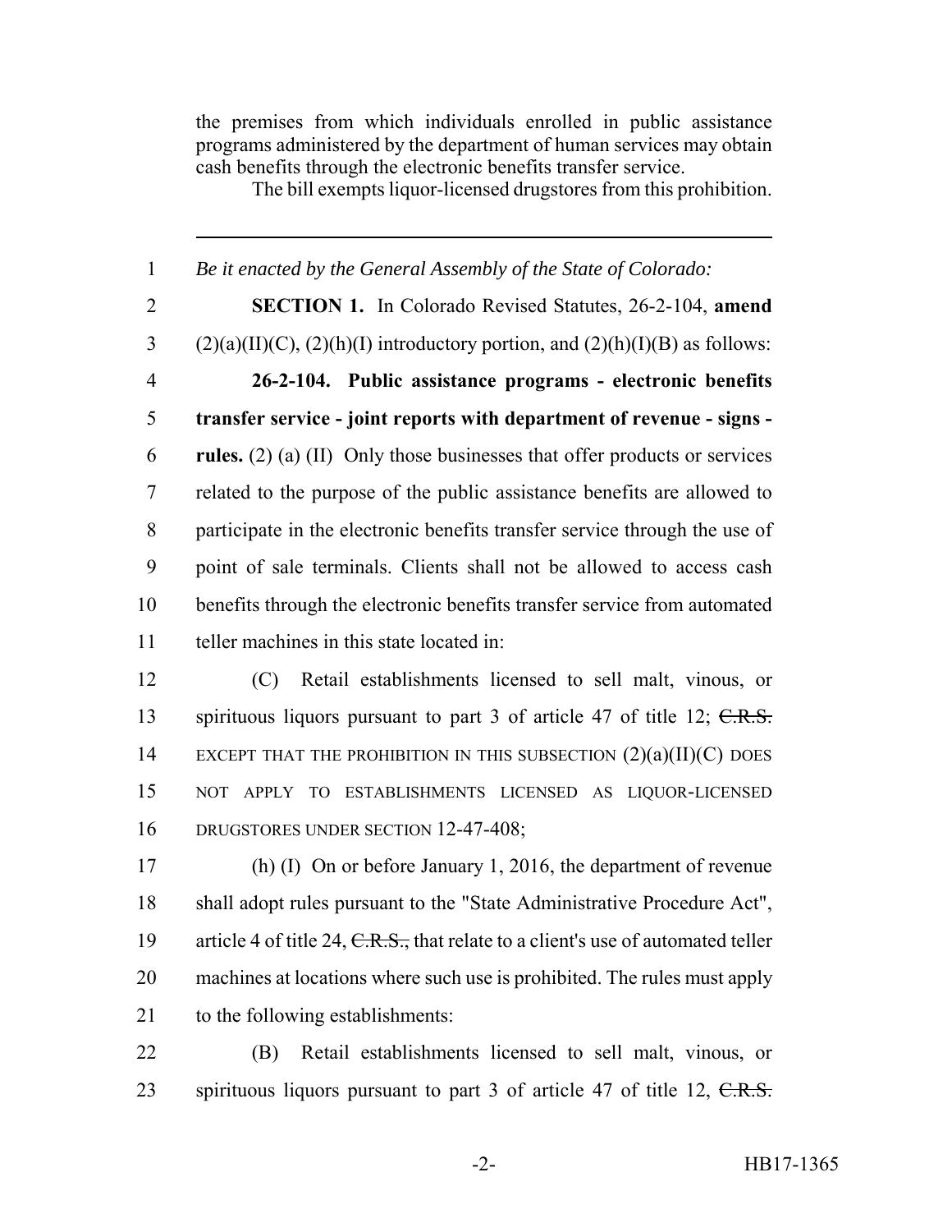the premises from which individuals enrolled in public assistance programs administered by the department of human services may obtain cash benefits through the electronic benefits transfer service.

The bill exempts liquor-licensed drugstores from this prohibition.

---

1 *Be it enacted by the General Assembly of the State of Colorado:*

2 **SECTION 1.** In Colorado Revised Statutes, 26-2-104, **amend**
3 (2)(a)(II)(C), (2)(h)(I) introductory portion, and (2)(h)(I)(B) as follows:

4 **26-2-104. Public assistance programs - electronic benefits**
5 **transfer service - joint reports with department of revenue - signs -**
6 **rules.** (2) (a) (II) Only those businesses that offer products or services
7 related to the purpose of the public assistance benefits are allowed to
8 participate in the electronic benefits transfer service through the use of
9 point of sale terminals. Clients shall not be allowed to access cash
10 benefits through the electronic benefits transfer service from automated
11 teller machines in this state located in:

12 (C) Retail establishments licensed to sell malt, vinous, or
13 spirituous liquors pursuant to part 3 of article 47 of title 12; ~~C.R.S.~~
14 EXCEPT THAT THE PROHIBITION IN THIS SUBSECTION (2)(a)(II)(C) DOES
15 NOT APPLY TO ESTABLISHMENTS LICENSED AS LIQUOR-LICENSED
16 DRUGSTORES UNDER SECTION 12-47-408;

17 (h) (I) On or before January 1, 2016, the department of revenue
18 shall adopt rules pursuant to the "State Administrative Procedure Act",
19 article 4 of title 24, ~~C.R.S.,~~ that relate to a client's use of automated teller
20 machines at locations where such use is prohibited. The rules must apply
21 to the following establishments:

22 (B) Retail establishments licensed to sell malt, vinous, or
23 spirituous liquors pursuant to part 3 of article 47 of title 12, ~~C.R.S.~~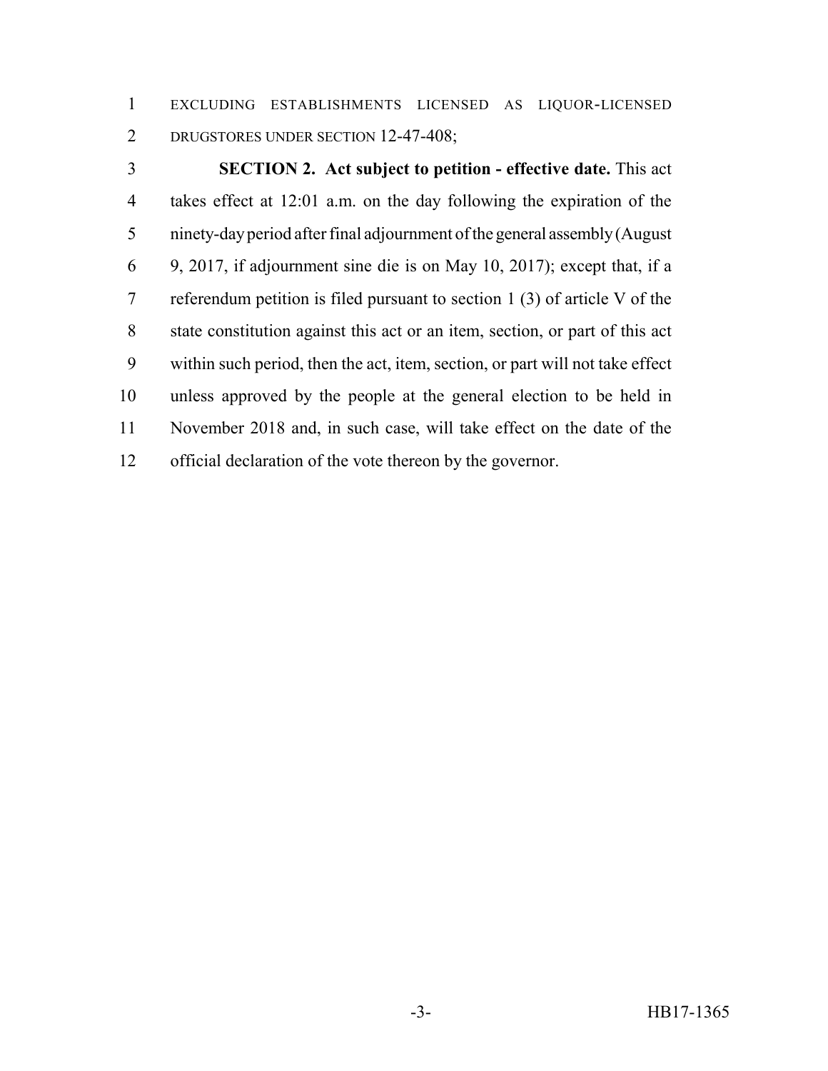EXCLUDING ESTABLISHMENTS LICENSED AS LIQUOR-LICENSED DRUGSTORES UNDER SECTION 12-47-408;

**SECTION 2. Act subject to petition - effective date.** This act takes effect at 12:01 a.m. on the day following the expiration of the ninety-day period after final adjournment of the general assembly (August 9, 2017, if adjournment sine die is on May 10, 2017); except that, if a referendum petition is filed pursuant to section 1 (3) of article V of the state constitution against this act or an item, section, or part of this act within such period, then the act, item, section, or part will not take effect unless approved by the people at the general election to be held in November 2018 and, in such case, will take effect on the date of the official declaration of the vote thereon by the governor.